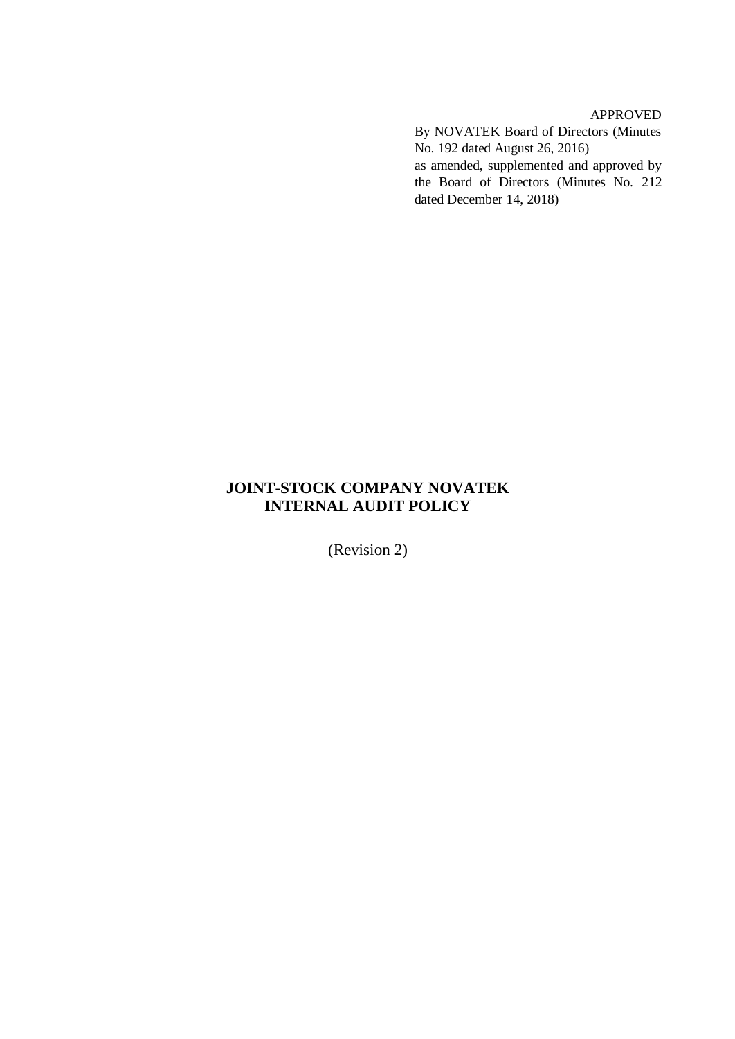APPROVED

By NOVATEK Board of Directors (Minutes No. 192 dated August 26, 2016)
as amended, supplemented and approved by the Board of Directors (Minutes No. 212 dated December 14, 2018)

# JOINT-STOCK COMPANY NOVATEK
# INTERNAL AUDIT POLICY

(Revision 2)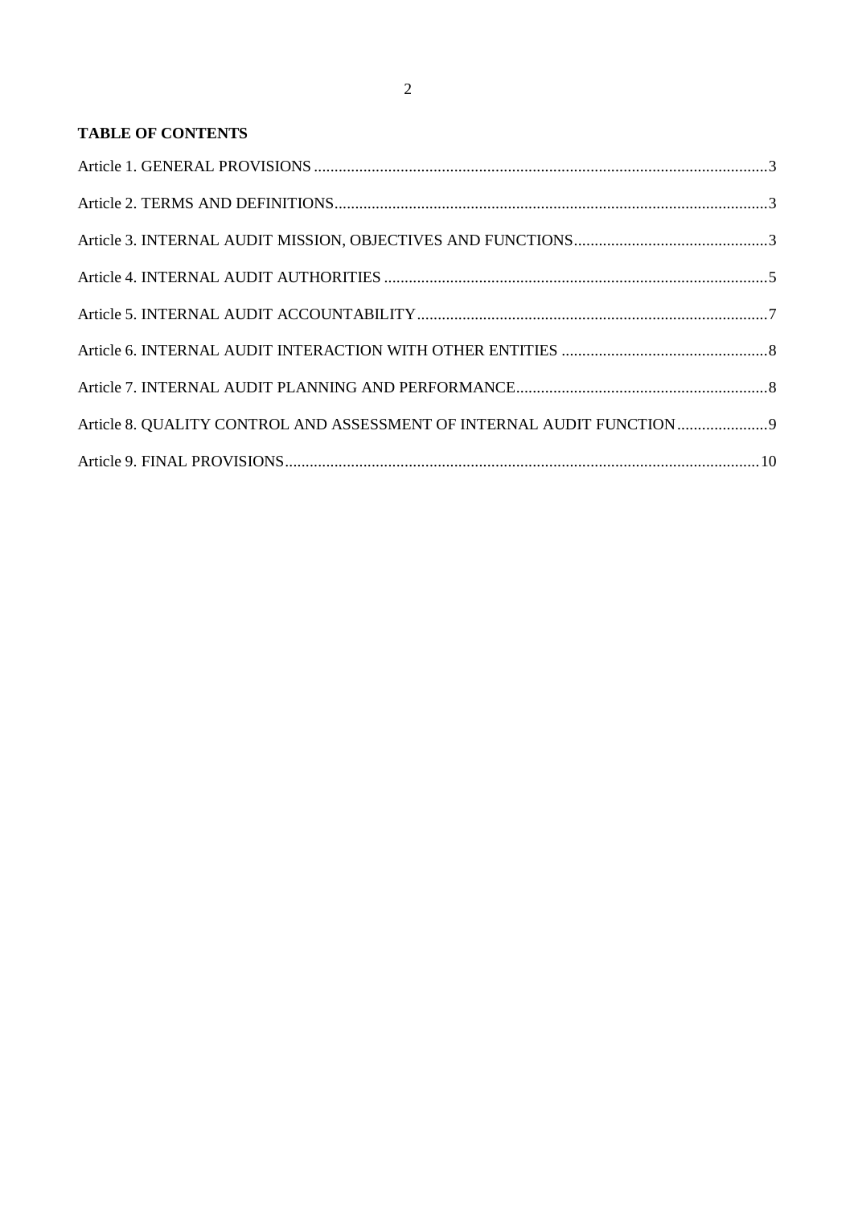**TABLE OF CONTENTS**

Article 1. GENERAL PROVISIONS .......... 3

Article 2. TERMS AND DEFINITIONS .......... 3

Article 3. INTERNAL AUDIT MISSION, OBJECTIVES AND FUNCTIONS .......... 3

Article 4. INTERNAL AUDIT AUTHORITIES .......... 5

Article 5. INTERNAL AUDIT ACCOUNTABILITY .......... 7

Article 6. INTERNAL AUDIT INTERACTION WITH OTHER ENTITIES .......... 8

Article 7. INTERNAL AUDIT PLANNING AND PERFORMANCE .......... 8

Article 8. QUALITY CONTROL AND ASSESSMENT OF INTERNAL AUDIT FUNCTION .......... 9

Article 9. FINAL PROVISIONS .......... 10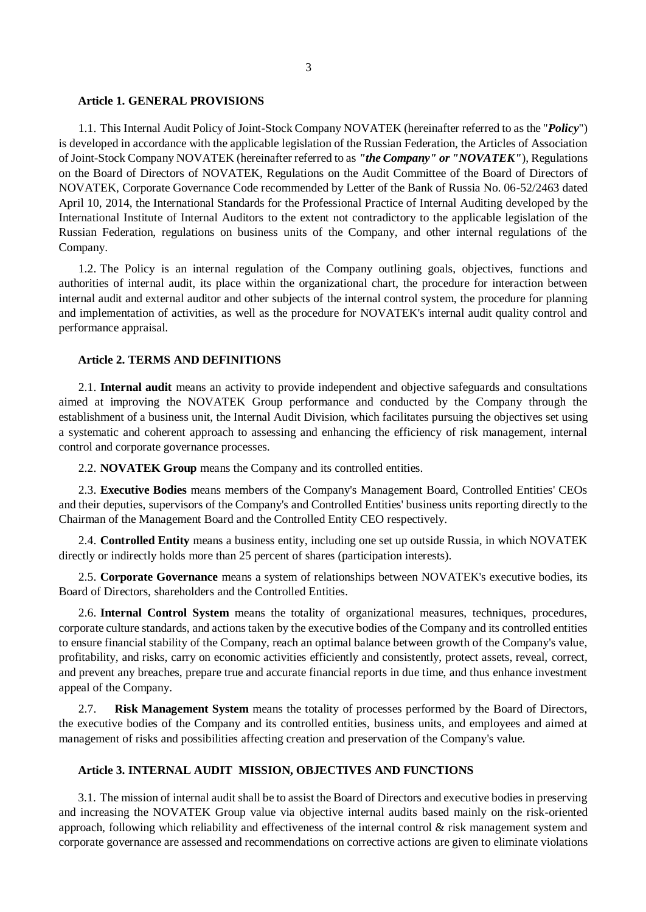## Article 1. GENERAL PROVISIONS

1.1. This Internal Audit Policy of Joint-Stock Company NOVATEK (hereinafter referred to as the "***Policy***") is developed in accordance with the applicable legislation of the Russian Federation, the Articles of Association of Joint-Stock Company NOVATEK (hereinafter referred to as ***"the Company" or "NOVATEK"***), Regulations on the Board of Directors of NOVATEK, Regulations on the Audit Committee of the Board of Directors of NOVATEK, Corporate Governance Code recommended by Letter of the Bank of Russia No. 06-52/2463 dated April 10, 2014, the International Standards for the Professional Practice of Internal Auditing developed by the International Institute of Internal Auditors to the extent not contradictory to the applicable legislation of the Russian Federation, regulations on business units of the Company, and other internal regulations of the Company.

1.2. The Policy is an internal regulation of the Company outlining goals, objectives, functions and authorities of internal audit, its place within the organizational chart, the procedure for interaction between internal audit and external auditor and other subjects of the internal control system, the procedure for planning and implementation of activities, as well as the procedure for NOVATEK's internal audit quality control and performance appraisal.

## Article 2. TERMS AND DEFINITIONS

2.1. **Internal audit** means an activity to provide independent and objective safeguards and consultations aimed at improving the NOVATEK Group performance and conducted by the Company through the establishment of a business unit, the Internal Audit Division, which facilitates pursuing the objectives set using a systematic and coherent approach to assessing and enhancing the efficiency of risk management, internal control and corporate governance processes.

2.2. **NOVATEK Group** means the Company and its controlled entities.

2.3. **Executive Bodies** means members of the Company's Management Board, Controlled Entities' CEOs and their deputies, supervisors of the Company's and Controlled Entities' business units reporting directly to the Chairman of the Management Board and the Controlled Entity CEO respectively.

2.4. **Controlled Entity** means a business entity, including one set up outside Russia, in which NOVATEK directly or indirectly holds more than 25 percent of shares (participation interests).

2.5. **Corporate Governance** means a system of relationships between NOVATEK's executive bodies, its Board of Directors, shareholders and the Controlled Entities.

2.6. **Internal Control System** means the totality of organizational measures, techniques, procedures, corporate culture standards, and actions taken by the executive bodies of the Company and its controlled entities to ensure financial stability of the Company, reach an optimal balance between growth of the Company's value, profitability, and risks, carry on economic activities efficiently and consistently, protect assets, reveal, correct, and prevent any breaches, prepare true and accurate financial reports in due time, and thus enhance investment appeal of the Company.

2.7. **Risk Management System** means the totality of processes performed by the Board of Directors, the executive bodies of the Company and its controlled entities, business units, and employees and aimed at management of risks and possibilities affecting creation and preservation of the Company's value.

## Article 3. INTERNAL AUDIT MISSION, OBJECTIVES AND FUNCTIONS

3.1. The mission of internal audit shall be to assist the Board of Directors and executive bodies in preserving and increasing the NOVATEK Group value via objective internal audits based mainly on the risk-oriented approach, following which reliability and effectiveness of the internal control & risk management system and corporate governance are assessed and recommendations on corrective actions are given to eliminate violations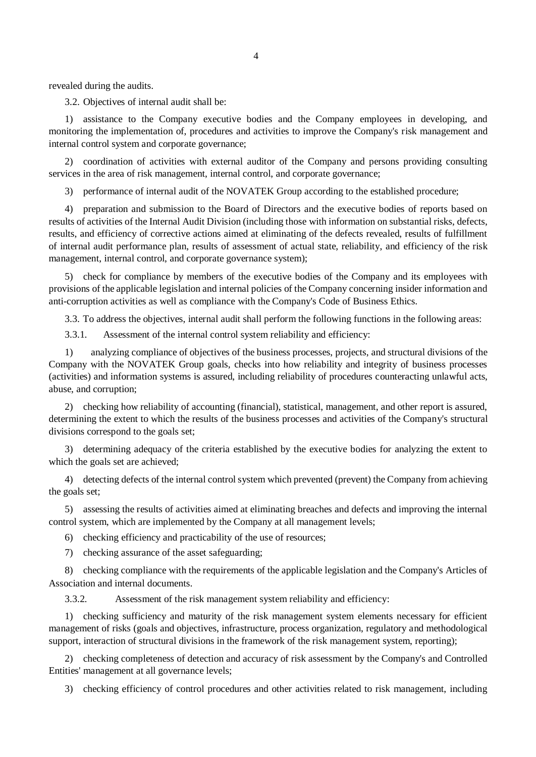revealed during the audits.

3.2. Objectives of internal audit shall be:

1) assistance to the Company executive bodies and the Company employees in developing, and monitoring the implementation of, procedures and activities to improve the Company's risk management and internal control system and corporate governance;

2) coordination of activities with external auditor of the Company and persons providing consulting services in the area of risk management, internal control, and corporate governance;

3) performance of internal audit of the NOVATEK Group according to the established procedure;

4) preparation and submission to the Board of Directors and the executive bodies of reports based on results of activities of the Internal Audit Division (including those with information on substantial risks, defects, results, and efficiency of corrective actions aimed at eliminating of the defects revealed, results of fulfillment of internal audit performance plan, results of assessment of actual state, reliability, and efficiency of the risk management, internal control, and corporate governance system);

5) check for compliance by members of the executive bodies of the Company and its employees with provisions of the applicable legislation and internal policies of the Company concerning insider information and anti-corruption activities as well as compliance with the Company's Code of Business Ethics.

3.3. To address the objectives, internal audit shall perform the following functions in the following areas:

3.3.1. Assessment of the internal control system reliability and efficiency:

1) analyzing compliance of objectives of the business processes, projects, and structural divisions of the Company with the NOVATEK Group goals, checks into how reliability and integrity of business processes (activities) and information systems is assured, including reliability of procedures counteracting unlawful acts, abuse, and corruption;

2) checking how reliability of accounting (financial), statistical, management, and other report is assured, determining the extent to which the results of the business processes and activities of the Company's structural divisions correspond to the goals set;

3) determining adequacy of the criteria established by the executive bodies for analyzing the extent to which the goals set are achieved;

4) detecting defects of the internal control system which prevented (prevent) the Company from achieving the goals set;

5) assessing the results of activities aimed at eliminating breaches and defects and improving the internal control system, which are implemented by the Company at all management levels;

6) checking efficiency and practicability of the use of resources;

7) checking assurance of the asset safeguarding;

8) checking compliance with the requirements of the applicable legislation and the Company's Articles of Association and internal documents.

3.3.2. Assessment of the risk management system reliability and efficiency:

1) checking sufficiency and maturity of the risk management system elements necessary for efficient management of risks (goals and objectives, infrastructure, process organization, regulatory and methodological support, interaction of structural divisions in the framework of the risk management system, reporting);

2) checking completeness of detection and accuracy of risk assessment by the Company's and Controlled Entities' management at all governance levels;

3) checking efficiency of control procedures and other activities related to risk management, including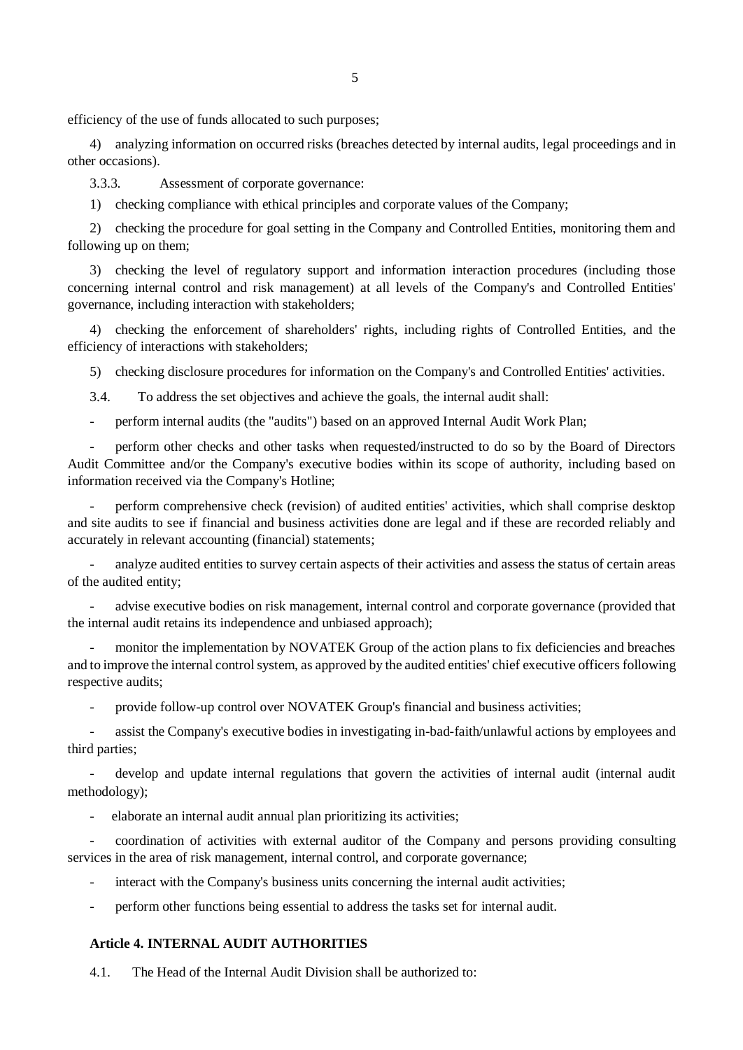efficiency of the use of funds allocated to such purposes;

4) analyzing information on occurred risks (breaches detected by internal audits, legal proceedings and in other occasions).

3.3.3. Assessment of corporate governance:

1) checking compliance with ethical principles and corporate values of the Company;

2) checking the procedure for goal setting in the Company and Controlled Entities, monitoring them and following up on them;

3) checking the level of regulatory support and information interaction procedures (including those concerning internal control and risk management) at all levels of the Company's and Controlled Entities' governance, including interaction with stakeholders;

4) checking the enforcement of shareholders' rights, including rights of Controlled Entities, and the efficiency of interactions with stakeholders;

5) checking disclosure procedures for information on the Company's and Controlled Entities' activities.

3.4. To address the set objectives and achieve the goals, the internal audit shall:

- perform internal audits (the "audits") based on an approved Internal Audit Work Plan;
- perform other checks and other tasks when requested/instructed to do so by the Board of Directors Audit Committee and/or the Company's executive bodies within its scope of authority, including based on information received via the Company's Hotline;
- perform comprehensive check (revision) of audited entities' activities, which shall comprise desktop and site audits to see if financial and business activities done are legal and if these are recorded reliably and accurately in relevant accounting (financial) statements;
- analyze audited entities to survey certain aspects of their activities and assess the status of certain areas of the audited entity;
- advise executive bodies on risk management, internal control and corporate governance (provided that the internal audit retains its independence and unbiased approach);
- monitor the implementation by NOVATEK Group of the action plans to fix deficiencies and breaches and to improve the internal control system, as approved by the audited entities' chief executive officers following respective audits;
- provide follow-up control over NOVATEK Group's financial and business activities;
- assist the Company's executive bodies in investigating in-bad-faith/unlawful actions by employees and third parties;
- develop and update internal regulations that govern the activities of internal audit (internal audit methodology);
- elaborate an internal audit annual plan prioritizing its activities;
- coordination of activities with external auditor of the Company and persons providing consulting services in the area of risk management, internal control, and corporate governance;
- interact with the Company's business units concerning the internal audit activities;
- perform other functions being essential to address the tasks set for internal audit.

### Article 4. INTERNAL AUDIT AUTHORITIES

4.1. The Head of the Internal Audit Division shall be authorized to: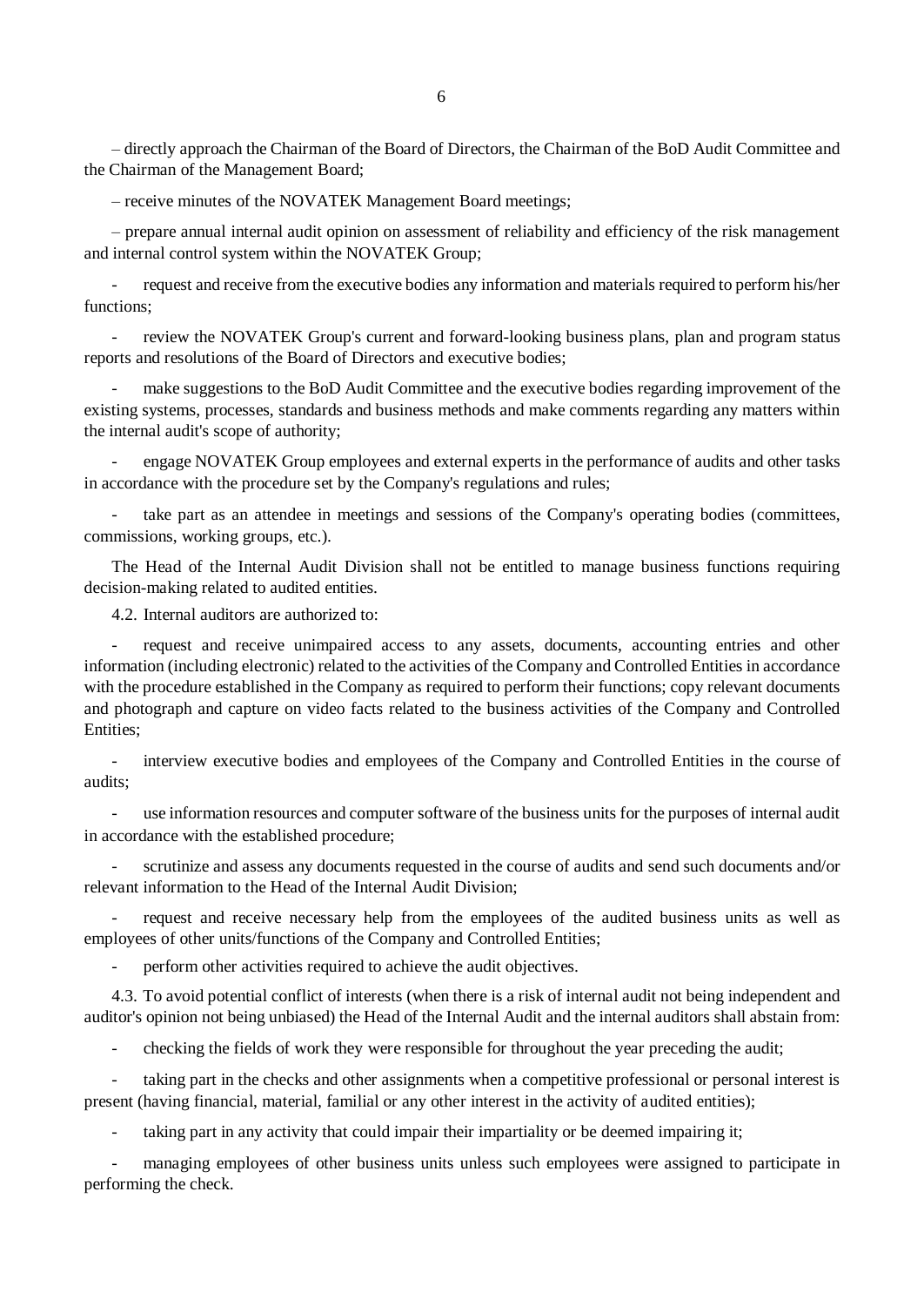– directly approach the Chairman of the Board of Directors, the Chairman of the BoD Audit Committee and the Chairman of the Management Board;

– receive minutes of the NOVATEK Management Board meetings;

– prepare annual internal audit opinion on assessment of reliability and efficiency of the risk management and internal control system within the NOVATEK Group;

- request and receive from the executive bodies any information and materials required to perform his/her functions;

- review the NOVATEK Group's current and forward-looking business plans, plan and program status reports and resolutions of the Board of Directors and executive bodies;

- make suggestions to the BoD Audit Committee and the executive bodies regarding improvement of the existing systems, processes, standards and business methods and make comments regarding any matters within the internal audit's scope of authority;

- engage NOVATEK Group employees and external experts in the performance of audits and other tasks in accordance with the procedure set by the Company's regulations and rules;

- take part as an attendee in meetings and sessions of the Company's operating bodies (committees, commissions, working groups, etc.).

The Head of the Internal Audit Division shall not be entitled to manage business functions requiring decision-making related to audited entities.

4.2. Internal auditors are authorized to:

- request and receive unimpaired access to any assets, documents, accounting entries and other information (including electronic) related to the activities of the Company and Controlled Entities in accordance with the procedure established in the Company as required to perform their functions; copy relevant documents and photograph and capture on video facts related to the business activities of the Company and Controlled Entities;

- interview executive bodies and employees of the Company and Controlled Entities in the course of audits;

- use information resources and computer software of the business units for the purposes of internal audit in accordance with the established procedure;

- scrutinize and assess any documents requested in the course of audits and send such documents and/or relevant information to the Head of the Internal Audit Division;

- request and receive necessary help from the employees of the audited business units as well as employees of other units/functions of the Company and Controlled Entities;

- perform other activities required to achieve the audit objectives.

4.3. To avoid potential conflict of interests (when there is a risk of internal audit not being independent and auditor's opinion not being unbiased) the Head of the Internal Audit and the internal auditors shall abstain from:

- checking the fields of work they were responsible for throughout the year preceding the audit;

- taking part in the checks and other assignments when a competitive professional or personal interest is present (having financial, material, familial or any other interest in the activity of audited entities);

- taking part in any activity that could impair their impartiality or be deemed impairing it;

- managing employees of other business units unless such employees were assigned to participate in performing the check.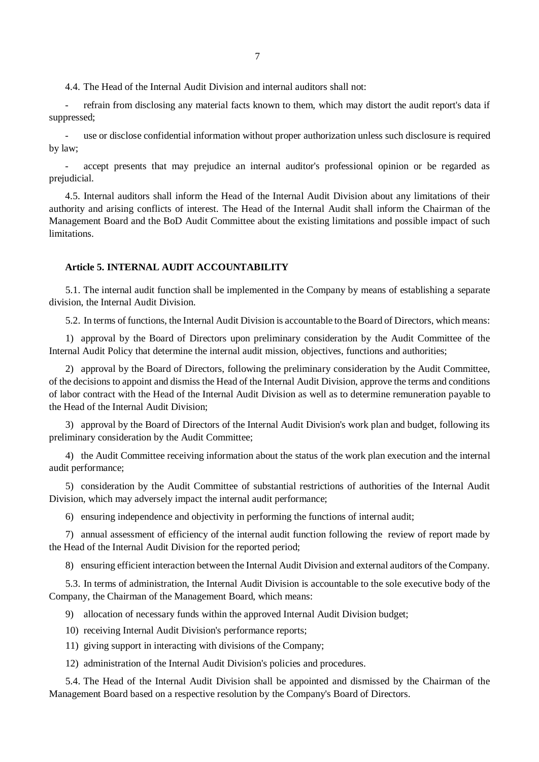4.4. The Head of the Internal Audit Division and internal auditors shall not:

- refrain from disclosing any material facts known to them, which may distort the audit report's data if suppressed;
- use or disclose confidential information without proper authorization unless such disclosure is required by law;
- accept presents that may prejudice an internal auditor's professional opinion or be regarded as prejudicial.

4.5. Internal auditors shall inform the Head of the Internal Audit Division about any limitations of their authority and arising conflicts of interest. The Head of the Internal Audit shall inform the Chairman of the Management Board and the BoD Audit Committee about the existing limitations and possible impact of such limitations.

**Article 5. INTERNAL AUDIT ACCOUNTABILITY**

5.1. The internal audit function shall be implemented in the Company by means of establishing a separate division, the Internal Audit Division.

5.2. In terms of functions, the Internal Audit Division is accountable to the Board of Directors, which means:

1) approval by the Board of Directors upon preliminary consideration by the Audit Committee of the Internal Audit Policy that determine the internal audit mission, objectives, functions and authorities;

2) approval by the Board of Directors, following the preliminary consideration by the Audit Committee, of the decisions to appoint and dismiss the Head of the Internal Audit Division, approve the terms and conditions of labor contract with the Head of the Internal Audit Division as well as to determine remuneration payable to the Head of the Internal Audit Division;

3) approval by the Board of Directors of the Internal Audit Division's work plan and budget, following its preliminary consideration by the Audit Committee;

4) the Audit Committee receiving information about the status of the work plan execution and the internal audit performance;

5) consideration by the Audit Committee of substantial restrictions of authorities of the Internal Audit Division, which may adversely impact the internal audit performance;

6) ensuring independence and objectivity in performing the functions of internal audit;

7) annual assessment of efficiency of the internal audit function following the review of report made by the Head of the Internal Audit Division for the reported period;

8) ensuring efficient interaction between the Internal Audit Division and external auditors of the Company.

5.3. In terms of administration, the Internal Audit Division is accountable to the sole executive body of the Company, the Chairman of the Management Board, which means:

9) allocation of necessary funds within the approved Internal Audit Division budget;

10) receiving Internal Audit Division's performance reports;

11) giving support in interacting with divisions of the Company;

12) administration of the Internal Audit Division's policies and procedures.

5.4. The Head of the Internal Audit Division shall be appointed and dismissed by the Chairman of the Management Board based on a respective resolution by the Company's Board of Directors.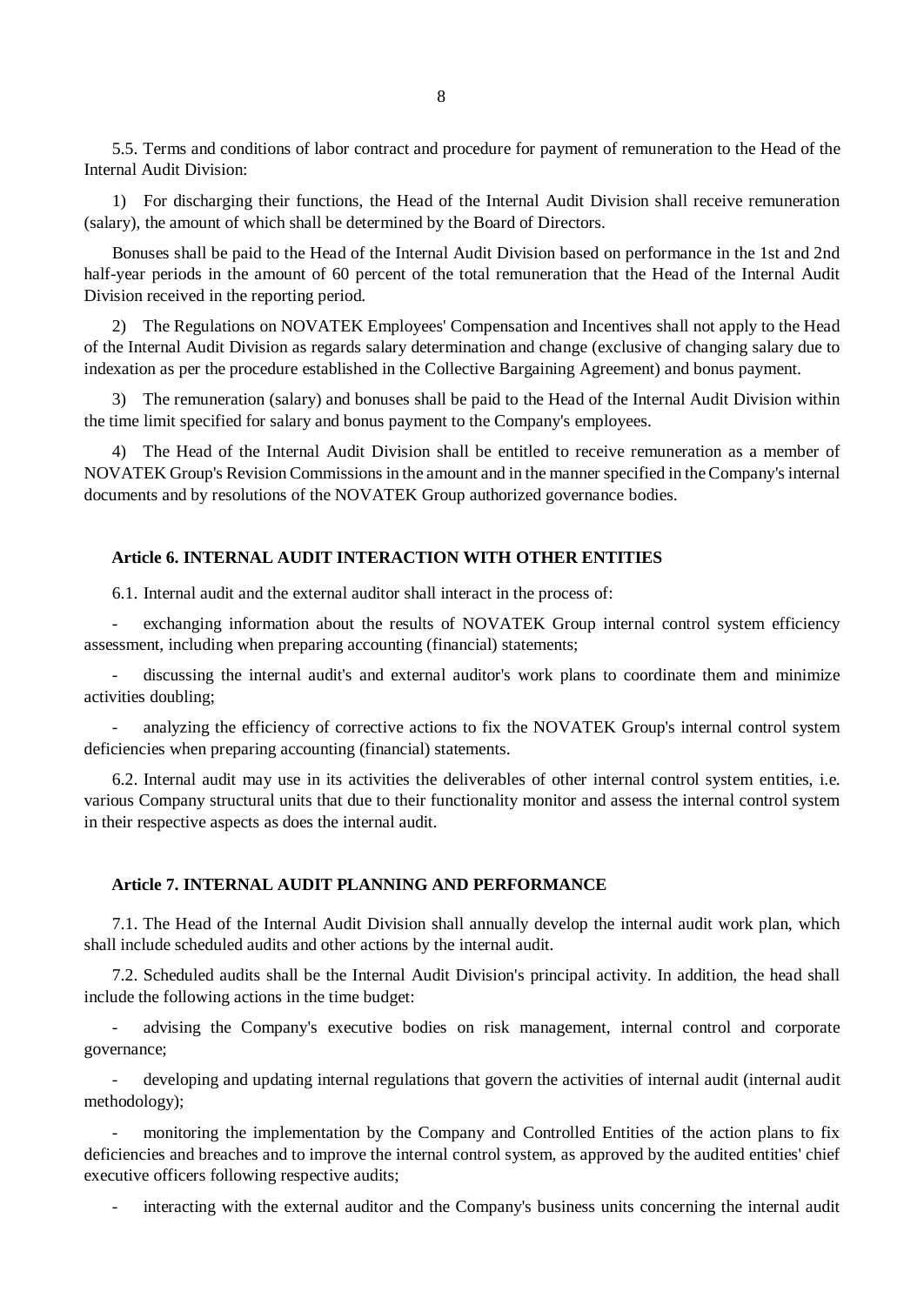5.5. Terms and conditions of labor contract and procedure for payment of remuneration to the Head of the Internal Audit Division:

1) For discharging their functions, the Head of the Internal Audit Division shall receive remuneration (salary), the amount of which shall be determined by the Board of Directors.

Bonuses shall be paid to the Head of the Internal Audit Division based on performance in the 1st and 2nd half-year periods in the amount of 60 percent of the total remuneration that the Head of the Internal Audit Division received in the reporting period.

2) The Regulations on NOVATEK Employees' Compensation and Incentives shall not apply to the Head of the Internal Audit Division as regards salary determination and change (exclusive of changing salary due to indexation as per the procedure established in the Collective Bargaining Agreement) and bonus payment.

3) The remuneration (salary) and bonuses shall be paid to the Head of the Internal Audit Division within the time limit specified for salary and bonus payment to the Company's employees.

4) The Head of the Internal Audit Division shall be entitled to receive remuneration as a member of NOVATEK Group's Revision Commissions in the amount and in the manner specified in the Company's internal documents and by resolutions of the NOVATEK Group authorized governance bodies.

### Article 6. INTERNAL AUDIT INTERACTION WITH OTHER ENTITIES

6.1. Internal audit and the external auditor shall interact in the process of:

- exchanging information about the results of NOVATEK Group internal control system efficiency assessment, including when preparing accounting (financial) statements;
- discussing the internal audit's and external auditor's work plans to coordinate them and minimize activities doubling;
- analyzing the efficiency of corrective actions to fix the NOVATEK Group's internal control system deficiencies when preparing accounting (financial) statements.

6.2. Internal audit may use in its activities the deliverables of other internal control system entities, i.e. various Company structural units that due to their functionality monitor and assess the internal control system in their respective aspects as does the internal audit.

### Article 7. INTERNAL AUDIT PLANNING AND PERFORMANCE

7.1. The Head of the Internal Audit Division shall annually develop the internal audit work plan, which shall include scheduled audits and other actions by the internal audit.

7.2. Scheduled audits shall be the Internal Audit Division's principal activity. In addition, the head shall include the following actions in the time budget:

- advising the Company's executive bodies on risk management, internal control and corporate governance;
- developing and updating internal regulations that govern the activities of internal audit (internal audit methodology);
- monitoring the implementation by the Company and Controlled Entities of the action plans to fix deficiencies and breaches and to improve the internal control system, as approved by the audited entities' chief executive officers following respective audits;
- interacting with the external auditor and the Company's business units concerning the internal audit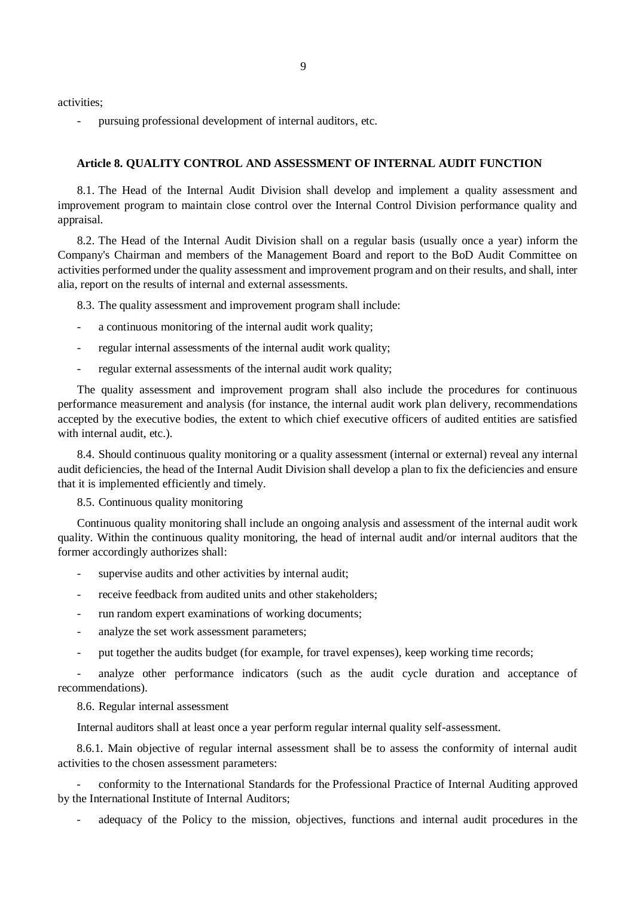activities;

- pursuing professional development of internal auditors, etc.

### Article 8. QUALITY CONTROL AND ASSESSMENT OF INTERNAL AUDIT FUNCTION

8.1. The Head of the Internal Audit Division shall develop and implement a quality assessment and improvement program to maintain close control over the Internal Control Division performance quality and appraisal.

8.2. The Head of the Internal Audit Division shall on a regular basis (usually once a year) inform the Company's Chairman and members of the Management Board and report to the BoD Audit Committee on activities performed under the quality assessment and improvement program and on their results, and shall, inter alia, report on the results of internal and external assessments.

8.3. The quality assessment and improvement program shall include:

- a continuous monitoring of the internal audit work quality;
- regular internal assessments of the internal audit work quality;
- regular external assessments of the internal audit work quality;

The quality assessment and improvement program shall also include the procedures for continuous performance measurement and analysis (for instance, the internal audit work plan delivery, recommendations accepted by the executive bodies, the extent to which chief executive officers of audited entities are satisfied with internal audit, etc.).

8.4. Should continuous quality monitoring or a quality assessment (internal or external) reveal any internal audit deficiencies, the head of the Internal Audit Division shall develop a plan to fix the deficiencies and ensure that it is implemented efficiently and timely.

8.5. Continuous quality monitoring

Continuous quality monitoring shall include an ongoing analysis and assessment of the internal audit work quality. Within the continuous quality monitoring, the head of internal audit and/or internal auditors that the former accordingly authorizes shall:

- supervise audits and other activities by internal audit;
- receive feedback from audited units and other stakeholders;
- run random expert examinations of working documents;
- analyze the set work assessment parameters;
- put together the audits budget (for example, for travel expenses), keep working time records;
- analyze other performance indicators (such as the audit cycle duration and acceptance of recommendations).

8.6. Regular internal assessment

Internal auditors shall at least once a year perform regular internal quality self-assessment.

8.6.1. Main objective of regular internal assessment shall be to assess the conformity of internal audit activities to the chosen assessment parameters:

- conformity to the International Standards for the Professional Practice of Internal Auditing approved by the International Institute of Internal Auditors;
- adequacy of the Policy to the mission, objectives, functions and internal audit procedures in the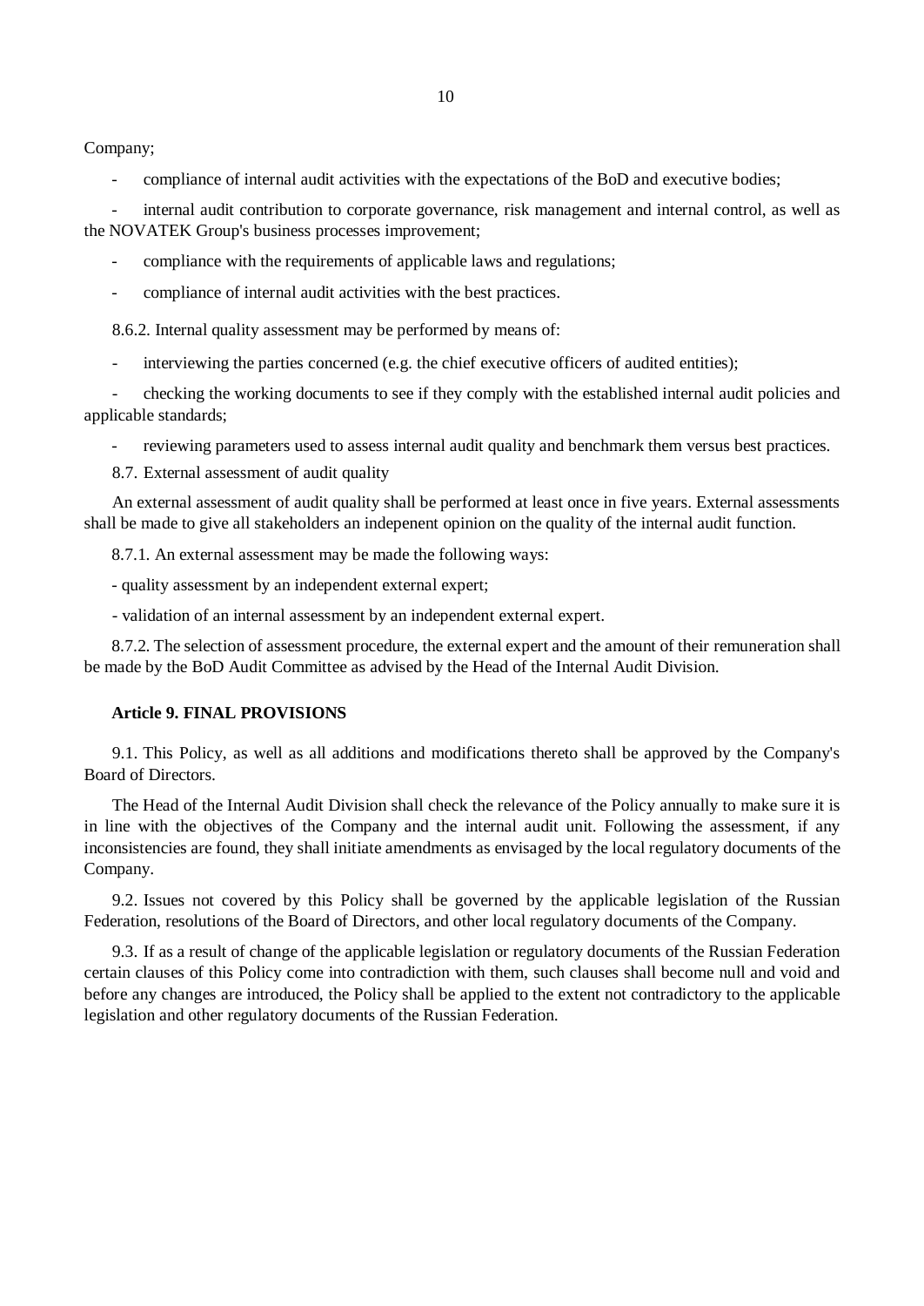Company;

- compliance of internal audit activities with the expectations of the BoD and executive bodies;
- internal audit contribution to corporate governance, risk management and internal control, as well as the NOVATEK Group's business processes improvement;
- compliance with the requirements of applicable laws and regulations;
- compliance of internal audit activities with the best practices.

8.6.2. Internal quality assessment may be performed by means of:

- interviewing the parties concerned (e.g. the chief executive officers of audited entities);
- checking the working documents to see if they comply with the established internal audit policies and applicable standards;
- reviewing parameters used to assess internal audit quality and benchmark them versus best practices.

8.7. External assessment of audit quality

An external assessment of audit quality shall be performed at least once in five years. External assessments shall be made to give all stakeholders an indepenent opinion on the quality of the internal audit function.

8.7.1. An external assessment may be made the following ways:

- quality assessment by an independent external expert;
- validation of an internal assessment by an independent external expert.

8.7.2. The selection of assessment procedure, the external expert and the amount of their remuneration shall be made by the BoD Audit Committee as advised by the Head of the Internal Audit Division.

**Article 9. FINAL PROVISIONS**

9.1. This Policy, as well as all additions and modifications thereto shall be approved by the Company's Board of Directors.

The Head of the Internal Audit Division shall check the relevance of the Policy annually to make sure it is in line with the objectives of the Company and the internal audit unit. Following the assessment, if any inconsistencies are found, they shall initiate amendments as envisaged by the local regulatory documents of the Company.

9.2. Issues not covered by this Policy shall be governed by the applicable legislation of the Russian Federation, resolutions of the Board of Directors, and other local regulatory documents of the Company.

9.3. If as a result of change of the applicable legislation or regulatory documents of the Russian Federation certain clauses of this Policy come into contradiction with them, such clauses shall become null and void and before any changes are introduced, the Policy shall be applied to the extent not contradictory to the applicable legislation and other regulatory documents of the Russian Federation.